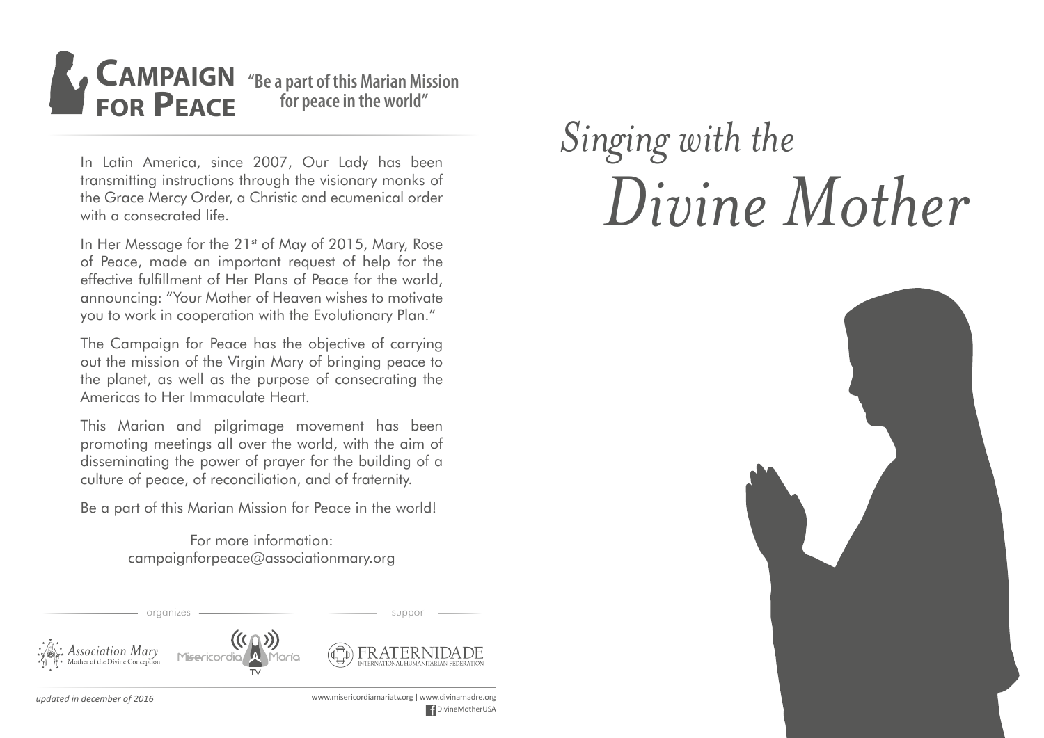# Singing with the Divine Mother

## Campaign for Peace

**"Be a part of this Marian Mission for peace in the world"**

In Latin America, since 2007, Our Lady has been transmitting instructions through the visionary monks of the Grace Mercy Order, a Christic and ecumenical order with a consecrated life.

In Her Message for the 21st of May of 2015, Mary, Rose of Peace, made an important request of help for the effective fulfillment of Her Plans of Peace for the world, announcing: "Your Mother of Heaven wishes to motivate you to work in cooperation with the Evolutionary Plan."

The Campaign for Peace has the objective of carrying out the mission of the Virgin Mary of bringing peace to the planet, as well as the purpose of consecrating the Americas to Her Immaculate Heart.

This Marian and pilgrimage movement has been promoting meetings all over the world, with the aim of disseminating the power of prayer for the building of a culture of peace, of reconciliation, and of fraternity.

Be a part of this Marian Mission for Peace in the world!

For more information:
campaignforpeace@associationmary.org

organizes: Association Mary – Mother of the Divine Conception; Misericordia Maria TV

support: Fraternidade – International Humanitarian Federation

*updated in december of 2016*

www.misericordiamariatv.org | www.divinamadre.org

DivineMotherUSA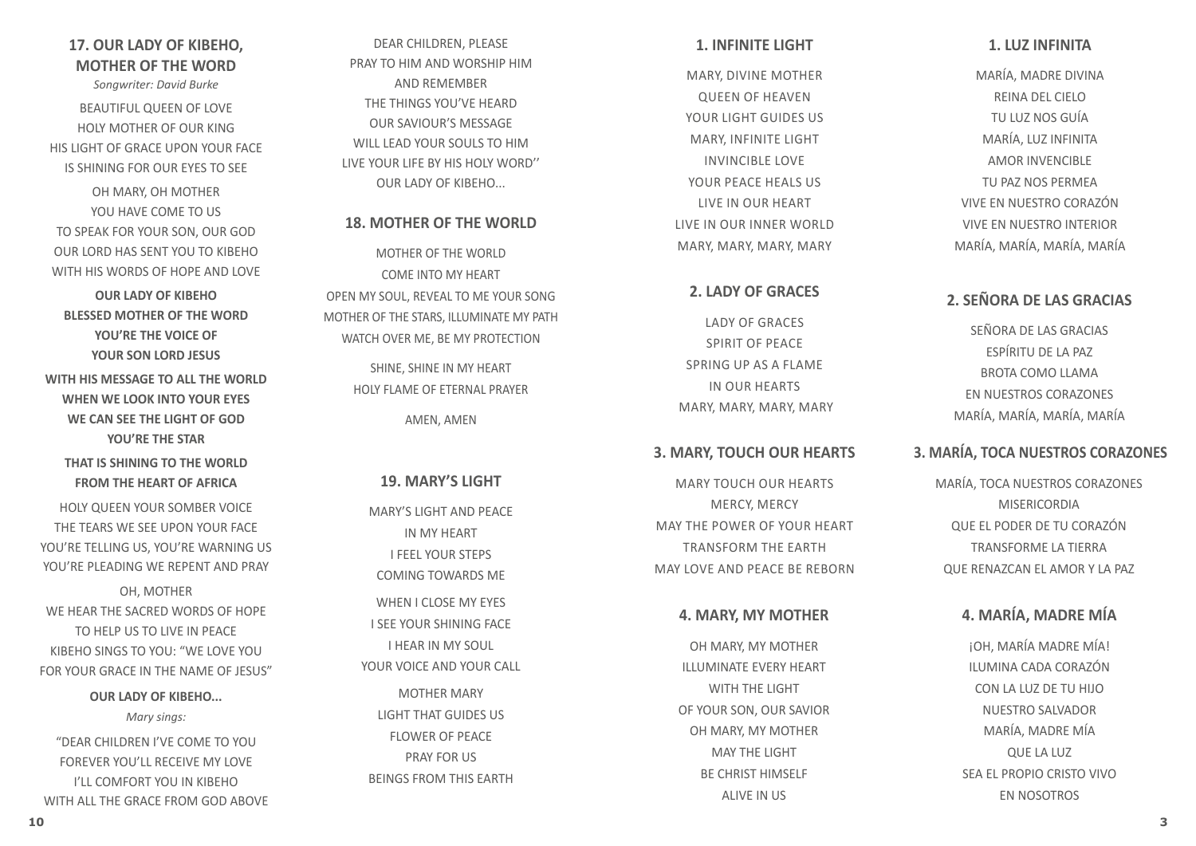## 17. OUR LADY OF KIBEHO, MOTHER OF THE WORD

*Songwriter: David Burke*

BEAUTIFUL QUEEN OF LOVE
HOLY MOTHER OF OUR KING
HIS LIGHT OF GRACE UPON YOUR FACE
IS SHINING FOR OUR EYES TO SEE

OH MARY, OH MOTHER
YOU HAVE COME TO US
TO SPEAK FOR YOUR SON, OUR GOD
OUR LORD HAS SENT YOU TO KIBEHO
WITH HIS WORDS OF HOPE AND LOVE

**OUR LADY OF KIBEHO**
**BLESSED MOTHER OF THE WORD**
**YOU'RE THE VOICE OF**
**YOUR SON LORD JESUS**

**WITH HIS MESSAGE TO ALL THE WORLD**
**WHEN WE LOOK INTO YOUR EYES**
**WE CAN SEE THE LIGHT OF GOD**
**YOU'RE THE STAR**

**THAT IS SHINING TO THE WORLD**
**FROM THE HEART OF AFRICA**

HOLY QUEEN YOUR SOMBER VOICE
THE TEARS WE SEE UPON YOUR FACE
YOU'RE TELLING US, YOU'RE WARNING US
YOU'RE PLEADING WE REPENT AND PRAY

OH, MOTHER
WE HEAR THE SACRED WORDS OF HOPE
TO HELP US TO LIVE IN PEACE
KIBEHO SINGS TO YOU: "WE LOVE YOU
FOR YOUR GRACE IN THE NAME OF JESUS"

**OUR LADY OF KIBEHO...**

*Mary sings:*

"DEAR CHILDREN I'VE COME TO YOU
FOREVER YOU'LL RECEIVE MY LOVE
I'LL COMFORT YOU IN KIBEHO
WITH ALL THE GRACE FROM GOD ABOVE

DEAR CHILDREN, PLEASE
PRAY TO HIM AND WORSHIP HIM
AND REMEMBER
THE THINGS YOU'VE HEARD
OUR SAVIOUR'S MESSAGE
WILL LEAD YOUR SOULS TO HIM
LIVE YOUR LIFE BY HIS HOLY WORD''
OUR LADY OF KIBEHO...

## 18. MOTHER OF THE WORLD

MOTHER OF THE WORLD
COME INTO MY HEART
OPEN MY SOUL, REVEAL TO ME YOUR SONG
MOTHER OF THE STARS, ILLUMINATE MY PATH
WATCH OVER ME, BE MY PROTECTION

SHINE, SHINE IN MY HEART
HOLY FLAME OF ETERNAL PRAYER

AMEN, AMEN

## 19. MARY'S LIGHT

MARY'S LIGHT AND PEACE
IN MY HEART
I FEEL YOUR STEPS
COMING TOWARDS ME

WHEN I CLOSE MY EYES
I SEE YOUR SHINING FACE
I HEAR IN MY SOUL
YOUR VOICE AND YOUR CALL

MOTHER MARY
LIGHT THAT GUIDES US
FLOWER OF PEACE
PRAY FOR US
BEINGS FROM THIS EARTH

## 1. INFINITE LIGHT

MARY, DIVINE MOTHER
QUEEN OF HEAVEN
YOUR LIGHT GUIDES US
MARY, INFINITE LIGHT
INVINCIBLE LOVE
YOUR PEACE HEALS US
LIVE IN OUR HEART
LIVE IN OUR INNER WORLD
MARY, MARY, MARY, MARY

## 2. LADY OF GRACES

LADY OF GRACES
SPIRIT OF PEACE
SPRING UP AS A FLAME
IN OUR HEARTS
MARY, MARY, MARY, MARY

## 3. MARY, TOUCH OUR HEARTS

MARY TOUCH OUR HEARTS
MERCY, MERCY
MAY THE POWER OF YOUR HEART
TRANSFORM THE EARTH
MAY LOVE AND PEACE BE REBORN

## 4. MARY, MY MOTHER

OH MARY, MY MOTHER
ILLUMINATE EVERY HEART
WITH THE LIGHT
OF YOUR SON, OUR SAVIOR
OH MARY, MY MOTHER
MAY THE LIGHT
BE CHRIST HIMSELF
ALIVE IN US

## 1. LUZ INFINITA

MARÍA, MADRE DIVINA
REINA DEL CIELO
TU LUZ NOS GUÍA
MARÍA, LUZ INFINITA
AMOR INVENCIBLE
TU PAZ NOS PERMEA
VIVE EN NUESTRO CORAZÓN
VIVE EN NUESTRO INTERIOR
MARÍA, MARÍA, MARÍA, MARÍA

## 2. SEÑORA DE LAS GRACIAS

SEÑORA DE LAS GRACIAS
ESPÍRITU DE LA PAZ
BROTA COMO LLAMA
EN NUESTROS CORAZONES
MARÍA, MARÍA, MARÍA, MARÍA

## 3. MARÍA, TOCA NUESTROS CORAZONES

MARÍA, TOCA NUESTROS CORAZONES
MISERICORDIA
QUE EL PODER DE TU CORAZÓN
TRANSFORME LA TIERRA
QUE RENAZCAN EL AMOR Y LA PAZ

## 4. MARÍA, MADRE MÍA

¡OH, MARÍA MADRE MÍA!
ILUMINA CADA CORAZÓN
CON LA LUZ DE TU HIJO
NUESTRO SALVADOR
MARÍA, MADRE MÍA
QUE LA LUZ
SEA EL PROPIO CRISTO VIVO
EN NOSOTROS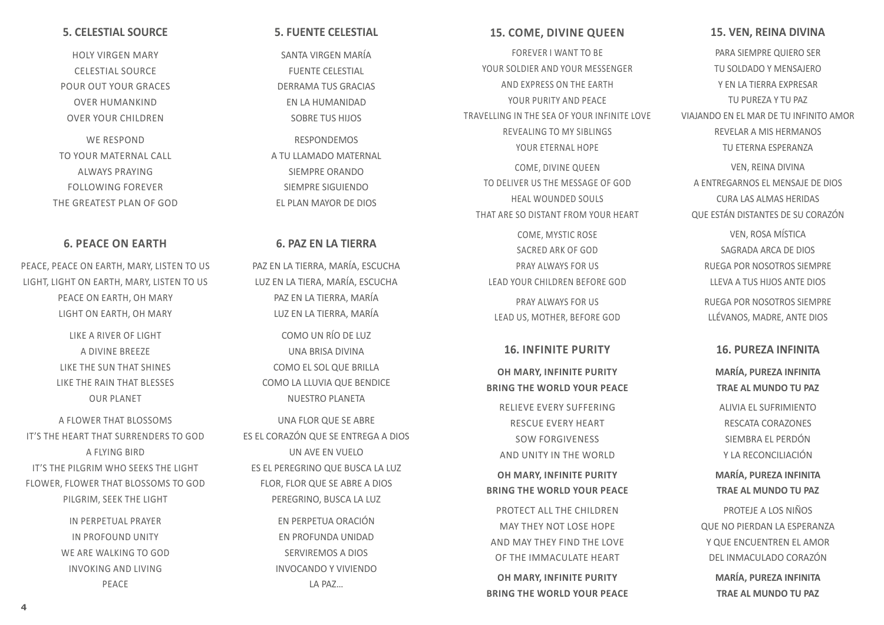## 5. CELESTIAL SOURCE

HOLY VIRGEN MARY
CELESTIAL SOURCE
POUR OUT YOUR GRACES
OVER HUMANKIND
OVER YOUR CHILDREN

WE RESPOND
TO YOUR MATERNAL CALL
ALWAYS PRAYING
FOLLOWING FOREVER
THE GREATEST PLAN OF GOD

## 5. FUENTE CELESTIAL

SANTA VIRGEN MARÍA
FUENTE CELESTIAL
DERRAMA TUS GRACIAS
EN LA HUMANIDAD
SOBRE TUS HIJOS

RESPONDEMOS
A TU LLAMADO MATERNAL
SIEMPRE ORANDO
SIEMPRE SIGUIENDO
EL PLAN MAYOR DE DIOS

## 6. PEACE ON EARTH

PEACE, PEACE ON EARTH, MARY, LISTEN TO US
LIGHT, LIGHT ON EARTH, MARY, LISTEN TO US
PEACE ON EARTH, OH MARY
LIGHT ON EARTH, OH MARY

LIKE A RIVER OF LIGHT
A DIVINE BREEZE
LIKE THE SUN THAT SHINES
LIKE THE RAIN THAT BLESSES
OUR PLANET

A FLOWER THAT BLOSSOMS
IT'S THE HEART THAT SURRENDERS TO GOD
A FLYING BIRD
IT'S THE PILGRIM WHO SEEKS THE LIGHT
FLOWER, FLOWER THAT BLOSSOMS TO GOD
PILGRIM, SEEK THE LIGHT

IN PERPETUAL PRAYER
IN PROFOUND UNITY
WE ARE WALKING TO GOD
INVOKING AND LIVING
PEACE

## 6. PAZ EN LA TIERRA

PAZ EN LA TIERRA, MARÍA, ESCUCHA
LUZ EN LA TIERA, MARÍA, ESCUCHA
PAZ EN LA TIERRA, MARÍA
LUZ EN LA TIERRA, MARÍA

COMO UN RÍO DE LUZ
UNA BRISA DIVINA
COMO EL SOL QUE BRILLA
COMO LA LLUVIA QUE BENDICE
NUESTRO PLANETA

UNA FLOR QUE SE ABRE
ES EL CORAZÓN QUE SE ENTREGA A DIOS
UN AVE EN VUELO
ES EL PEREGRINO QUE BUSCA LA LUZ
FLOR, FLOR QUE SE ABRE A DIOS
PEREGRINO, BUSCA LA LUZ

EN PERPETUA ORACIÓN
EN PROFUNDA UNIDAD
SERVIREMOS A DIOS
INVOCANDO Y VIVIENDO
LA PAZ...

## 15. COME, DIVINE QUEEN

FOREVER I WANT TO BE
YOUR SOLDIER AND YOUR MESSENGER
AND EXPRESS ON THE EARTH
YOUR PURITY AND PEACE
TRAVELLING IN THE SEA OF YOUR INFINITE LOVE
REVEALING TO MY SIBLINGS
YOUR ETERNAL HOPE

COME, DIVINE QUEEN
TO DELIVER US THE MESSAGE OF GOD
HEAL WOUNDED SOULS
THAT ARE SO DISTANT FROM YOUR HEART

COME, MYSTIC ROSE
SACRED ARK OF GOD
PRAY ALWAYS FOR US
LEAD YOUR CHILDREN BEFORE GOD

PRAY ALWAYS FOR US
LEAD US, MOTHER, BEFORE GOD

## 15. VEN, REINA DIVINA

PARA SIEMPRE QUIERO SER
TU SOLDADO Y MENSAJERO
Y EN LA TIERRA EXPRESAR
TU PUREZA Y TU PAZ
VIAJANDO EN EL MAR DE TU INFINITO AMOR
REVELAR A MIS HERMANOS
TU ETERNA ESPERANZA

VEN, REINA DIVINA
A ENTREGARNOS EL MENSAJE DE DIOS
CURA LAS ALMAS HERIDAS
QUE ESTÁN DISTANTES DE SU CORAZÓN

VEN, ROSA MÍSTICA
SAGRADA ARCA DE DIOS
RUEGA POR NOSOTROS SIEMPRE
LLEVA A TUS HIJOS ANTE DIOS

RUEGA POR NOSOTROS SIEMPRE
LLÉVANOS, MADRE, ANTE DIOS

## 16. INFINITE PURITY

**OH MARY, INFINITE PURITY**
**BRING THE WORLD YOUR PEACE**

RELIEVE EVERY SUFFERING
RESCUE EVERY HEART
SOW FORGIVENESS
AND UNITY IN THE WORLD

**OH MARY, INFINITE PURITY**
**BRING THE WORLD YOUR PEACE**

PROTECT ALL THE CHILDREN
MAY THEY NOT LOSE HOPE
AND MAY THEY FIND THE LOVE
OF THE IMMACULATE HEART

**OH MARY, INFINITE PURITY**
**BRING THE WORLD YOUR PEACE**

## 16. PUREZA INFINITA

**MARÍA, PUREZA INFINITA**
**TRAE AL MUNDO TU PAZ**

ALIVIA EL SUFRIMIENTO
RESCATA CORAZONES
SIEMBRA EL PERDÓN
Y LA RECONCILIACIÓN

**MARÍA, PUREZA INFINITA**
**TRAE AL MUNDO TU PAZ**

PROTEJE A LOS NIÑOS
QUE NO PIERDAN LA ESPERANZA
Y QUE ENCUENTREN EL AMOR
DEL INMACULADO CORAZÓN

**MARÍA, PUREZA INFINITA**
**TRAE AL MUNDO TU PAZ**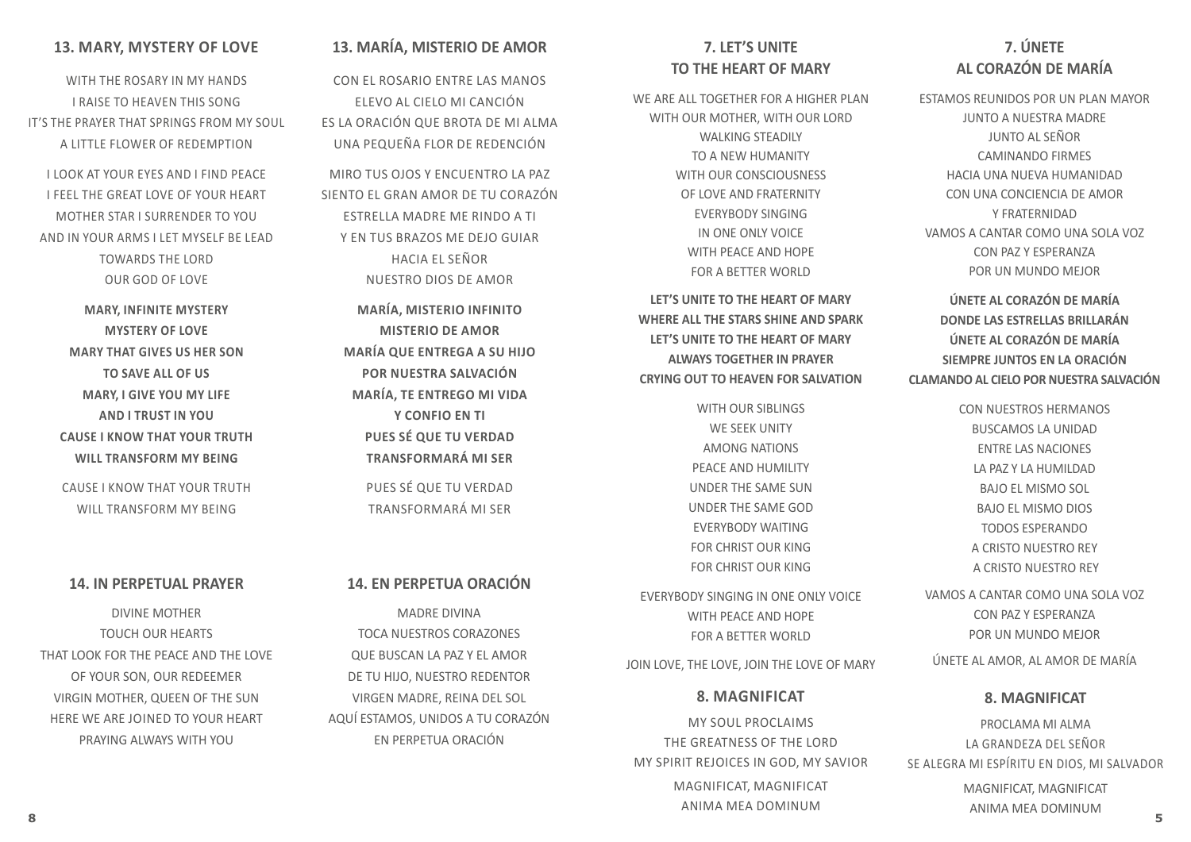## 13. MARY, MYSTERY OF LOVE

WITH THE ROSARY IN MY HANDS
I RAISE TO HEAVEN THIS SONG
IT'S THE PRAYER THAT SPRINGS FROM MY SOUL
A LITTLE FLOWER OF REDEMPTION

I LOOK AT YOUR EYES AND I FIND PEACE
I FEEL THE GREAT LOVE OF YOUR HEART
MOTHER STAR I SURRENDER TO YOU
AND IN YOUR ARMS I LET MYSELF BE LEAD
TOWARDS THE LORD
OUR GOD OF LOVE

**MARY, INFINITE MYSTERY**
**MYSTERY OF LOVE**
**MARY THAT GIVES US HER SON**
**TO SAVE ALL OF US**
**MARY, I GIVE YOU MY LIFE**
**AND I TRUST IN YOU**
**CAUSE I KNOW THAT YOUR TRUTH**
**WILL TRANSFORM MY BEING**

CAUSE I KNOW THAT YOUR TRUTH
WILL TRANSFORM MY BEING

## 13. MARÍA, MISTERIO DE AMOR

CON EL ROSARIO ENTRE LAS MANOS
ELEVO AL CIELO MI CANCIÓN
ES LA ORACIÓN QUE BROTA DE MI ALMA
UNA PEQUEÑA FLOR DE REDENCIÓN

MIRO TUS OJOS Y ENCUENTRO LA PAZ
SIENTO EL GRAN AMOR DE TU CORAZÓN
ESTRELLA MADRE ME RINDO A TI
Y EN TUS BRAZOS ME DEJO GUIAR
HACIA EL SEÑOR
NUESTRO DIOS DE AMOR

**MARÍA, MISTERIO INFINITO**
**MISTERIO DE AMOR**
**MARÍA QUE ENTREGA A SU HIJO**
**POR NUESTRA SALVACIÓN**
**MARÍA, TE ENTREGO MI VIDA**
**Y CONFIO EN TI**
**PUES SÉ QUE TU VERDAD**
**TRANSFORMARÁ MI SER**

PUES SÉ QUE TU VERDAD
TRANSFORMARÁ MI SER

## 14. IN PERPETUAL PRAYER

DIVINE MOTHER
TOUCH OUR HEARTS
THAT LOOK FOR THE PEACE AND THE LOVE
OF YOUR SON, OUR REDEEMER
VIRGIN MOTHER, QUEEN OF THE SUN
HERE WE ARE JOINED TO YOUR HEART
PRAYING ALWAYS WITH YOU

## 14. EN PERPETUA ORACIÓN

MADRE DIVINA
TOCA NUESTROS CORAZONES
QUE BUSCAN LA PAZ Y EL AMOR
DE TU HIJO, NUESTRO REDENTOR
VIRGEN MADRE, REINA DEL SOL
AQUÍ ESTAMOS, UNIDOS A TU CORAZÓN
EN PERPETUA ORACIÓN

## 7. LET'S UNITE TO THE HEART OF MARY

WE ARE ALL TOGETHER FOR A HIGHER PLAN
WITH OUR MOTHER, WITH OUR LORD
WALKING STEADILY
TO A NEW HUMANITY
WITH OUR CONSCIOUSNESS
OF LOVE AND FRATERNITY
EVERYBODY SINGING
IN ONE ONLY VOICE
WITH PEACE AND HOPE
FOR A BETTER WORLD

**LET'S UNITE TO THE HEART OF MARY**
**WHERE ALL THE STARS SHINE AND SPARK**
**LET'S UNITE TO THE HEART OF MARY**
**ALWAYS TOGETHER IN PRAYER**
**CRYING OUT TO HEAVEN FOR SALVATION**

WITH OUR SIBLINGS
WE SEEK UNITY
AMONG NATIONS
PEACE AND HUMILITY
UNDER THE SAME SUN
UNDER THE SAME GOD
EVERYBODY WAITING
FOR CHRIST OUR KING
FOR CHRIST OUR KING

EVERYBODY SINGING IN ONE ONLY VOICE
WITH PEACE AND HOPE
FOR A BETTER WORLD

JOIN LOVE, THE LOVE, JOIN THE LOVE OF MARY

## 7. ÚNETE AL CORAZÓN DE MARÍA

ESTAMOS REUNIDOS POR UN PLAN MAYOR
JUNTO A NUESTRA MADRE
JUNTO AL SEÑOR
CAMINANDO FIRMES
HACIA UNA NUEVA HUMANIDAD
CON UNA CONCIENCIA DE AMOR
Y FRATERNIDAD
VAMOS A CANTAR COMO UNA SOLA VOZ
CON PAZ Y ESPERANZA
POR UN MUNDO MEJOR

**ÚNETE AL CORAZÓN DE MARÍA**
**DONDE LAS ESTRELLAS BRILLARÁN**
**ÚNETE AL CORAZÓN DE MARÍA**
**SIEMPRE JUNTOS EN LA ORACIÓN**
**CLAMANDO AL CIELO POR NUESTRA SALVACIÓN**

CON NUESTROS HERMANOS
BUSCAMOS LA UNIDAD
ENTRE LAS NACIONES
LA PAZ Y LA HUMILDAD
BAJO EL MISMO SOL
BAJO EL MISMO DIOS
TODOS ESPERANDO
A CRISTO NUESTRO REY
A CRISTO NUESTRO REY

VAMOS A CANTAR COMO UNA SOLA VOZ
CON PAZ Y ESPERANZA
POR UN MUNDO MEJOR

ÚNETE AL AMOR, AL AMOR DE MARÍA

## 8. MAGNIFICAT

MY SOUL PROCLAIMS
THE GREATNESS OF THE LORD
MY SPIRIT REJOICES IN GOD, MY SAVIOR

MAGNIFICAT, MAGNIFICAT
ANIMA MEA DOMINUM

## 8. MAGNIFICAT

PROCLAMA MI ALMA
LA GRANDEZA DEL SEÑOR
SE ALEGRA MI ESPÍRITU EN DIOS, MI SALVADOR

MAGNIFICAT, MAGNIFICAT
ANIMA MEA DOMINUM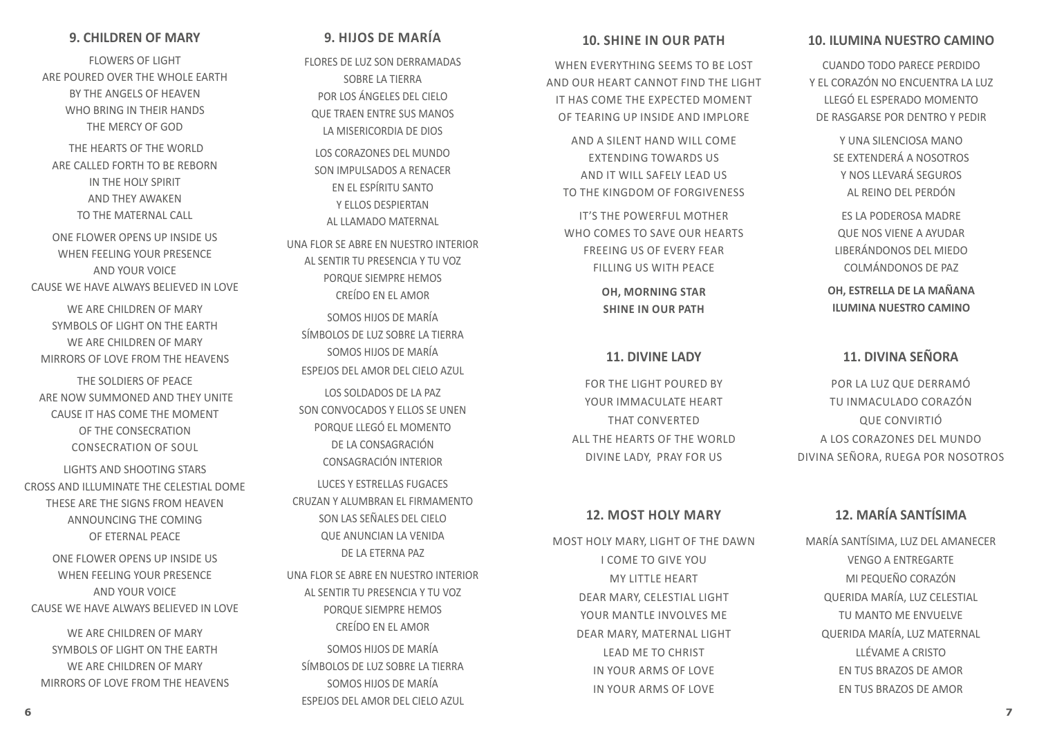## 9. CHILDREN OF MARY

FLOWERS OF LIGHT
ARE POURED OVER THE WHOLE EARTH
BY THE ANGELS OF HEAVEN
WHO BRING IN THEIR HANDS
THE MERCY OF GOD

THE HEARTS OF THE WORLD
ARE CALLED FORTH TO BE REBORN
IN THE HOLY SPIRIT
AND THEY AWAKEN
TO THE MATERNAL CALL

ONE FLOWER OPENS UP INSIDE US
WHEN FEELING YOUR PRESENCE
AND YOUR VOICE
CAUSE WE HAVE ALWAYS BELIEVED IN LOVE

WE ARE CHILDREN OF MARY
SYMBOLS OF LIGHT ON THE EARTH
WE ARE CHILDREN OF MARY
MIRRORS OF LOVE FROM THE HEAVENS

THE SOLDIERS OF PEACE
ARE NOW SUMMONED AND THEY UNITE
CAUSE IT HAS COME THE MOMENT
OF THE CONSECRATION
CONSECRATION OF SOUL

LIGHTS AND SHOOTING STARS
CROSS AND ILLUMINATE THE CELESTIAL DOME
THESE ARE THE SIGNS FROM HEAVEN
ANNOUNCING THE COMING
OF ETERNAL PEACE

ONE FLOWER OPENS UP INSIDE US
WHEN FEELING YOUR PRESENCE
AND YOUR VOICE
CAUSE WE HAVE ALWAYS BELIEVED IN LOVE

WE ARE CHILDREN OF MARY
SYMBOLS OF LIGHT ON THE EARTH
WE ARE CHILDREN OF MARY
MIRRORS OF LOVE FROM THE HEAVENS

## 9. HIJOS DE MARÍA

FLORES DE LUZ SON DERRAMADAS
SOBRE LA TIERRA
POR LOS ÁNGELES DEL CIELO
QUE TRAEN ENTRE SUS MANOS
LA MISERICORDIA DE DIOS

LOS CORAZONES DEL MUNDO
SON IMPULSADOS A RENACER
EN EL ESPÍRITU SANTO
Y ELLOS DESPIERTAN
AL LLAMADO MATERNAL

UNA FLOR SE ABRE EN NUESTRO INTERIOR
AL SENTIR TU PRESENCIA Y TU VOZ
PORQUE SIEMPRE HEMOS
CREÍDO EN EL AMOR

SOMOS HIJOS DE MARÍA
SÍMBOLOS DE LUZ SOBRE LA TIERRA
SOMOS HIJOS DE MARÍA
ESPEJOS DEL AMOR DEL CIELO AZUL

LOS SOLDADOS DE LA PAZ
SON CONVOCADOS Y ELLOS SE UNEN
PORQUE LLEGÓ EL MOMENTO
DE LA CONSAGRACIÓN
CONSAGRACIÓN INTERIOR

LUCES Y ESTRELLAS FUGACES
CRUZAN Y ALUMBRAN EL FIRMAMENTO
SON LAS SEÑALES DEL CIELO
QUE ANUNCIAN LA VENIDA
DE LA ETERNA PAZ

UNA FLOR SE ABRE EN NUESTRO INTERIOR
AL SENTIR TU PRESENCIA Y TU VOZ
PORQUE SIEMPRE HEMOS
CREÍDO EN EL AMOR

SOMOS HIJOS DE MARÍA
SÍMBOLOS DE LUZ SOBRE LA TIERRA
SOMOS HIJOS DE MARÍA
ESPEJOS DEL AMOR DEL CIELO AZUL

## 10. SHINE IN OUR PATH

WHEN EVERYTHING SEEMS TO BE LOST
AND OUR HEART CANNOT FIND THE LIGHT
IT HAS COME THE EXPECTED MOMENT
OF TEARING UP INSIDE AND IMPLORE

AND A SILENT HAND WILL COME
EXTENDING TOWARDS US
AND IT WILL SAFELY LEAD US
TO THE KINGDOM OF FORGIVENESS

IT'S THE POWERFUL MOTHER
WHO COMES TO SAVE OUR HEARTS
FREEING US OF EVERY FEAR
FILLING US WITH PEACE

**OH, MORNING STAR**
**SHINE IN OUR PATH**

## 10. ILUMINA NUESTRO CAMINO

CUANDO TODO PARECE PERDIDO
Y EL CORAZÓN NO ENCUENTRA LA LUZ
LLEGÓ EL ESPERADO MOMENTO
DE RASGARSE POR DENTRO Y PEDIR

Y UNA SILENCIOSA MANO
SE EXTENDERÁ A NOSOTROS
Y NOS LLEVARÁ SEGUROS
AL REINO DEL PERDÓN

ES LA PODEROSA MADRE
QUE NOS VIENE A AYUDAR
LIBERÁNDONOS DEL MIEDO
COLMÁNDONOS DE PAZ

**OH, ESTRELLA DE LA MAÑANA**
**ILUMINA NUESTRO CAMINO**

## 11. DIVINE LADY

FOR THE LIGHT POURED BY
YOUR IMMACULATE HEART
THAT CONVERTED
ALL THE HEARTS OF THE WORLD
DIVINE LADY, PRAY FOR US

## 11. DIVINA SEÑORA

POR LA LUZ QUE DERRAMÓ
TU INMACULADO CORAZÓN
QUE CONVIRTIÓ
A LOS CORAZONES DEL MUNDO
DIVINA SEÑORA, RUEGA POR NOSOTROS

## 12. MOST HOLY MARY

MOST HOLY MARY, LIGHT OF THE DAWN
I COME TO GIVE YOU
MY LITTLE HEART
DEAR MARY, CELESTIAL LIGHT
YOUR MANTLE INVOLVES ME
DEAR MARY, MATERNAL LIGHT
LEAD ME TO CHRIST
IN YOUR ARMS OF LOVE
IN YOUR ARMS OF LOVE

## 12. MARÍA SANTÍSIMA

MARÍA SANTÍSIMA, LUZ DEL AMANECER
VENGO A ENTREGARTE
MI PEQUEÑO CORAZÓN
QUERIDA MARÍA, LUZ CELESTIAL
TU MANTO ME ENVUELVE
QUERIDA MARÍA, LUZ MATERNAL
LLÉVAME A CRISTO
EN TUS BRAZOS DE AMOR
EN TUS BRAZOS DE AMOR